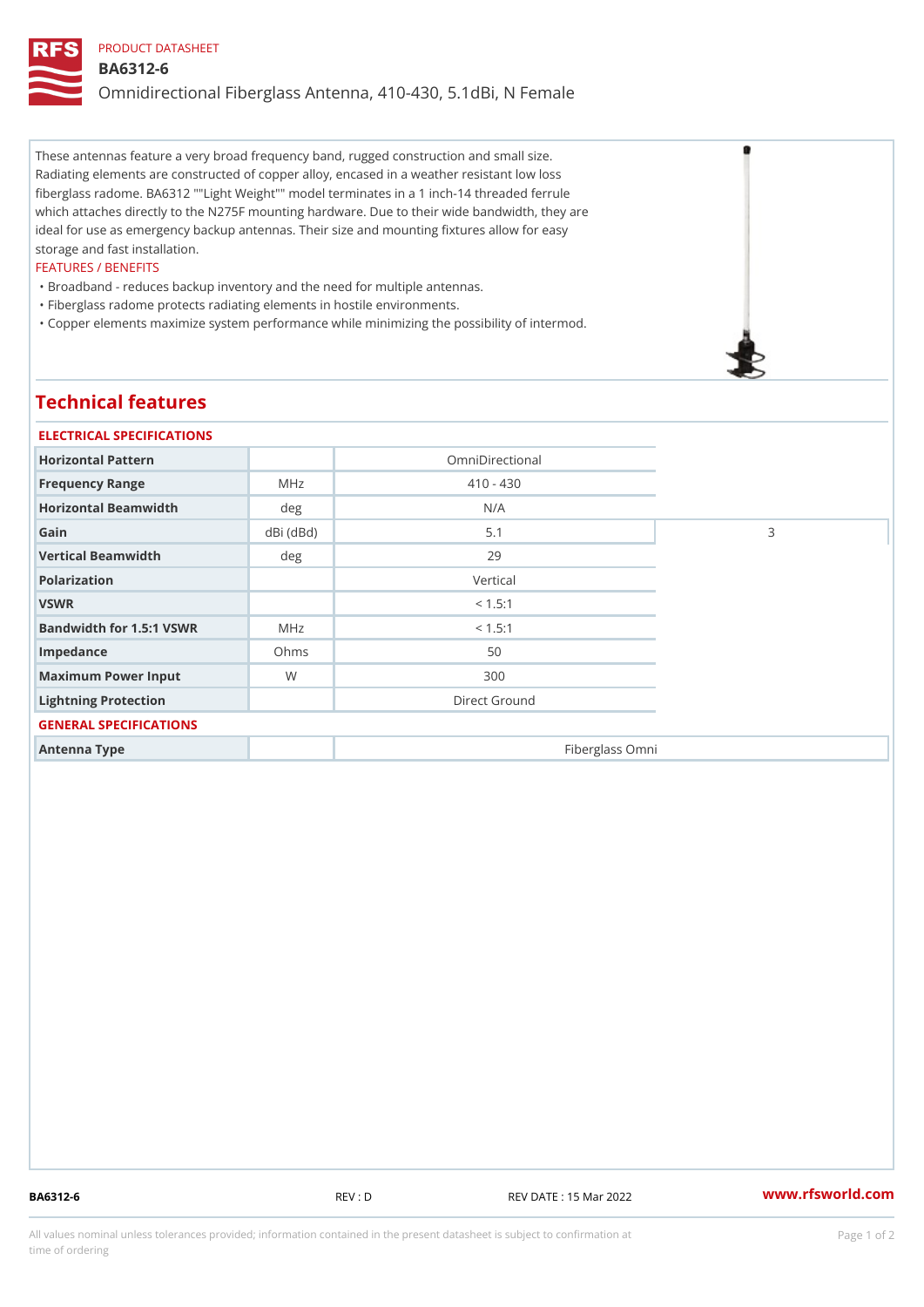PRODUCT DATASHEET

# BA6312-6

Omnidirectional Fiberglass Antenna, 410-430, 5.1dBi, N Female

These antennas feature a very broad frequency band, rugged construction and small size. Radiating elements are constructed of copper alloy, encased in a weather resistant low loss fiberglass radome. BA6312 ""Light Weight"" model terminates in a 1 inch-14 threaded ferrule which attaches directly to the N275F mounting hardware. Due to their wide bandwidth, they are ideal for use as emergency backup antennas. Their size and mounting fixtures allow for easy storage and fast installation.

FEATURES / BENEFITS

- Broadband - reduces backup inventory and the need for multiple antennas.
- Fiberglass radome protects radiating elements in hostile environments.
- Copper elements maximize system performance while minimizing the possibility of intermod.

## Technical features

### ELECTRICAL SPECIFICATIONS

| | | | |
|---|---|---|---|
| Horizontal Pattern | | OmniDirectional | |
| Frequency Range | MHz | 410 - 430 | |
| Horizontal Beamwidth | deg | N/A | |
| Gain | dBi (dBd) | 5.1 | 3 |
| Vertical Beamwidth | deg | 29 | |
| Polarization | | Vertical | |
| VSWR | | < 1.5:1 | |
| Bandwidth for 1.5:1 VSWR | MHz | < 1.5:1 | |
| Impedance | Ohms | 50 | |
| Maximum Power Input | W | 300 | |
| Lightning Protection | | Direct Ground | |

### GENERAL SPECIFICATIONS

| | | |
|---|---|---|
| Antenna Type | | Fiberglass Omni |

BA6312-6 REV : D REV DATE : 15 Mar 2022 www.rfsworld.com

All values nominal unless tolerances provided; information contained in the present datasheet is subject to confirmation at time of ordering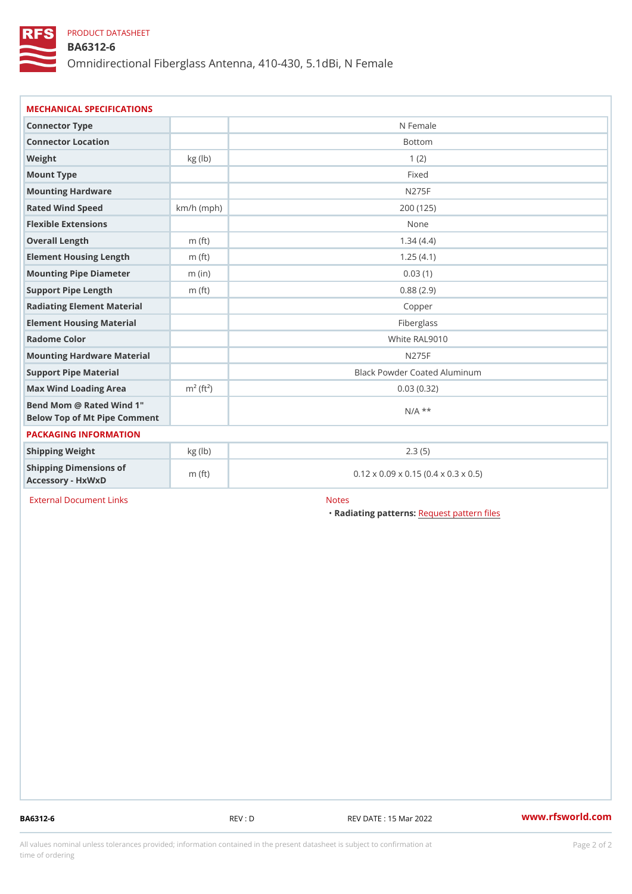PRODUCT DATASHEET

# BA6312-6

Omnidirectional Fiberglass Antenna, 410-430, 5.1dBi, N Female

## MECHANICAL SPECIFICATIONS

| | | |
|---|---|---|
| Connector Type | | N Female |
| Connector Location | | Bottom |
| Weight | kg (lb) | 1 (2) |
| Mount Type | | Fixed |
| Mounting Hardware | | N275F |
| Rated Wind Speed | km/h (mph) | 200 (125) |
| Flexible Extensions | | None |
| Overall Length | m (ft) | 1.34 (4.4) |
| Element Housing Length | m (ft) | 1.25 (4.1) |
| Mounting Pipe Diameter | m (in) | 0.03 (1) |
| Support Pipe Length | m (ft) | 0.88 (2.9) |
| Radiating Element Material | | Copper |
| Element Housing Material | | Fiberglass |
| Radome Color | | White RAL9010 |
| Mounting Hardware Material | | N275F |
| Support Pipe Material | | Black Powder Coated Aluminum |
| Max Wind Loading Area | $m^2$ ($ft^2$) | 0.03 (0.32) |
| Bend Mom @ Rated Wind 1" Below Top of Mt Pipe Comment | | N/A ** |

## PACKAGING INFORMATION

| | | |
|---|---|---|
| Shipping Weight | kg (lb) | 2.3 (5) |
| Shipping Dimensions of Accessory - HxWxD | m (ft) | 0.12 x 0.09 x 0.15 (0.4 x 0.3 x 0.5) |

External Document Links

Notes

- **Radiating patterns:** Request pattern files

BA6312-6 REV : D REV DATE : 15 Mar 2022 www.rfsworld.com

All values nominal unless tolerances provided; information contained in the present datasheet is subject to confirmation at time of ordering